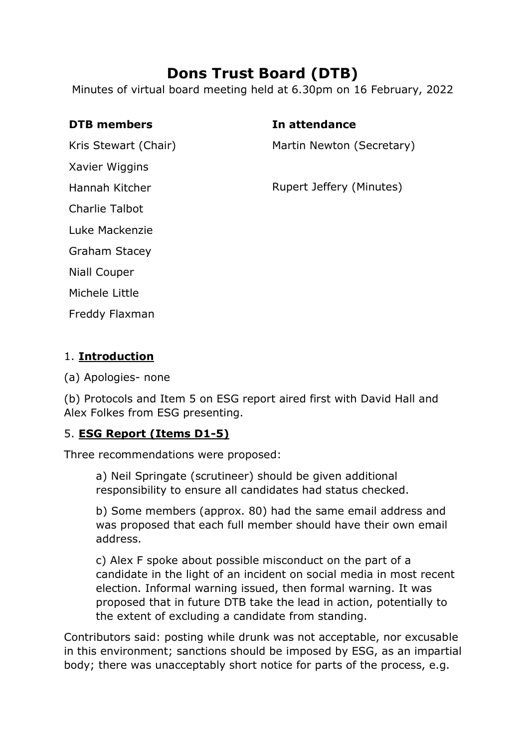# Dons Trust Board (DTB)

Minutes of virtual board meeting held at 6.30pm on 16 February, 2022

| DTB members | In attendance |
|---|---|
| Kris Stewart (Chair) | Martin Newton (Secretary) |
| Xavier Wiggins | |
| Hannah Kitcher | Rupert Jeffery (Minutes) |
| Charlie Talbot | |
| Luke Mackenzie | |
| Graham Stacey | |
| Niall Couper | |
| Michele Little | |
| Freddy Flaxman | |

1. **Introduction**

(a) Apologies- none

(b) Protocols and Item 5 on ESG report aired first with David Hall and Alex Folkes from ESG presenting.

5. **ESG Report (Items D1-5)**

Three recommendations were proposed:

> a) Neil Springate (scrutineer) should be given additional responsibility to ensure all candidates had status checked.
>
> b) Some members (approx. 80) had the same email address and was proposed that each full member should have their own email address.
>
> c) Alex F spoke about possible misconduct on the part of a candidate in the light of an incident on social media in most recent election. Informal warning issued, then formal warning. It was proposed that in future DTB take the lead in action, potentially to the extent of excluding a candidate from standing.

Contributors said: posting while drunk was not acceptable, nor excusable in this environment; sanctions should be imposed by ESG, as an impartial body; there was unacceptably short notice for parts of the process, e.g.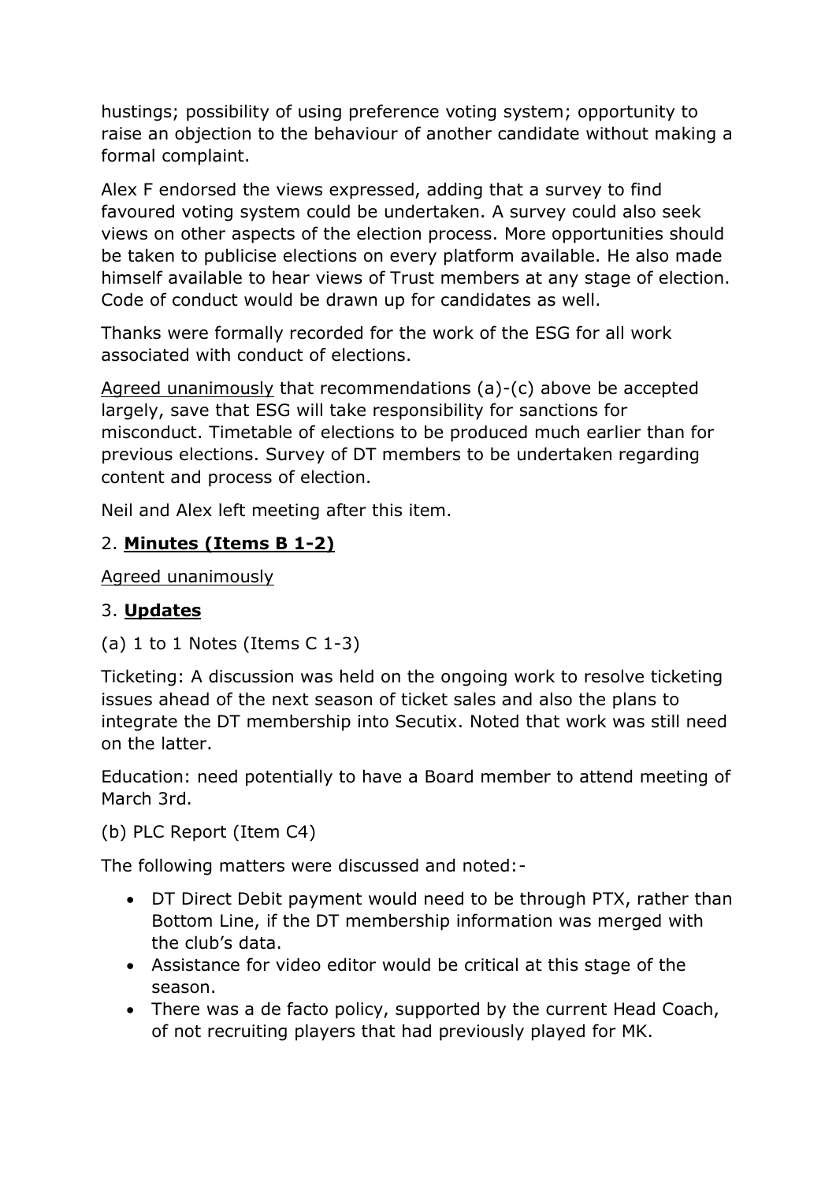hustings; possibility of using preference voting system; opportunity to raise an objection to the behaviour of another candidate without making a formal complaint.

Alex F endorsed the views expressed, adding that a survey to find favoured voting system could be undertaken. A survey could also seek views on other aspects of the election process. More opportunities should be taken to publicise elections on every platform available. He also made himself available to hear views of Trust members at any stage of election. Code of conduct would be drawn up for candidates as well.

Thanks were formally recorded for the work of the ESG for all work associated with conduct of elections.

<u>Agreed unanimously</u> that recommendations (a)-(c) above be accepted largely, save that ESG will take responsibility for sanctions for misconduct. Timetable of elections to be produced much earlier than for previous elections. Survey of DT members to be undertaken regarding content and process of election.

Neil and Alex left meeting after this item.

2. **<u>Minutes (Items B 1-2)</u>**

<u>Agreed unanimously</u>

3. **<u>Updates</u>**

(a) 1 to 1 Notes (Items C 1-3)

Ticketing: A discussion was held on the ongoing work to resolve ticketing issues ahead of the next season of ticket sales and also the plans to integrate the DT membership into Secutix. Noted that work was still need on the latter.

Education: need potentially to have a Board member to attend meeting of March 3rd.

(b) PLC Report (Item C4)

The following matters were discussed and noted:-

- DT Direct Debit payment would need to be through PTX, rather than Bottom Line, if the DT membership information was merged with the club's data.
- Assistance for video editor would be critical at this stage of the season.
- There was a de facto policy, supported by the current Head Coach, of not recruiting players that had previously played for MK.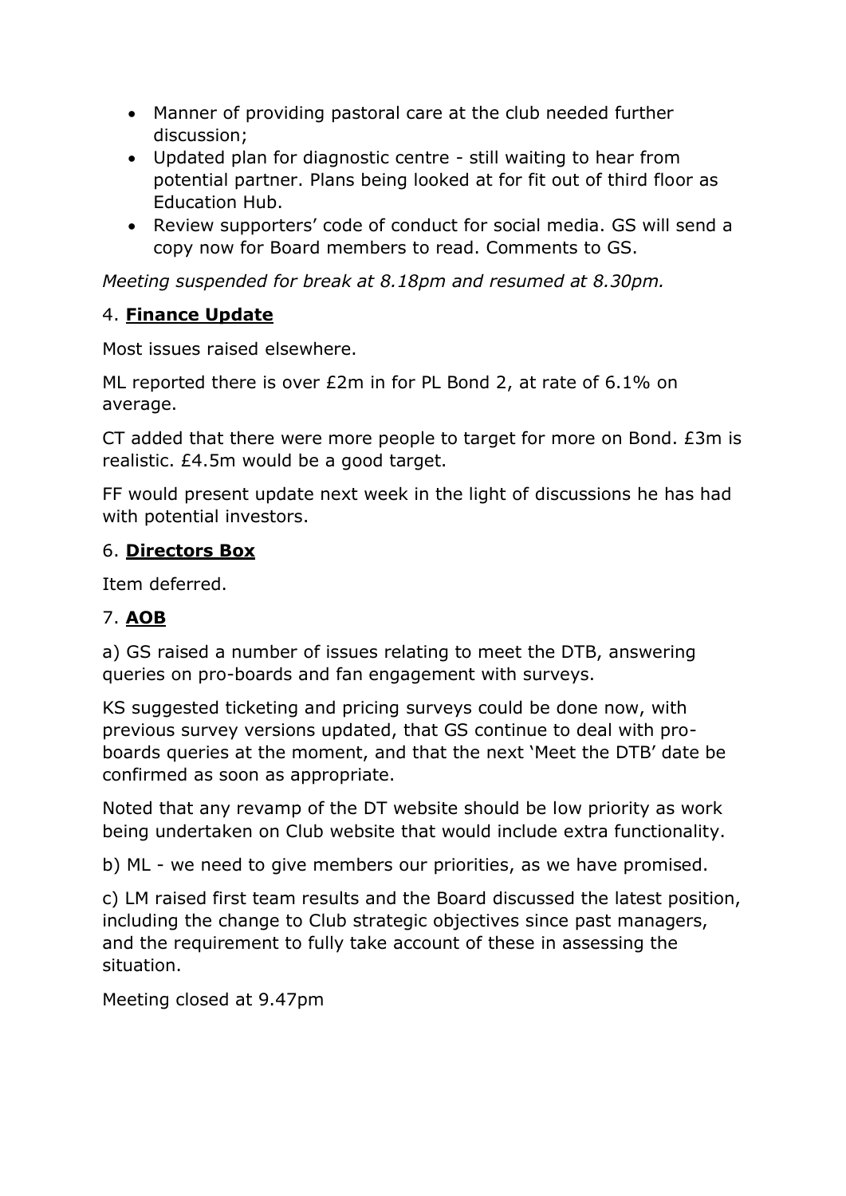- Manner of providing pastoral care at the club needed further discussion;
- Updated plan for diagnostic centre - still waiting to hear from potential partner. Plans being looked at for fit out of third floor as Education Hub.
- Review supporters' code of conduct for social media. GS will send a copy now for Board members to read. Comments to GS.

*Meeting suspended for break at 8.18pm and resumed at 8.30pm.*

4. **Finance Update**

Most issues raised elsewhere.

ML reported there is over £2m in for PL Bond 2, at rate of 6.1% on average.

CT added that there were more people to target for more on Bond. £3m is realistic. £4.5m would be a good target.

FF would present update next week in the light of discussions he has had with potential investors.

6. **Directors Box**

Item deferred.

7. **AOB**

a) GS raised a number of issues relating to meet the DTB, answering queries on pro-boards and fan engagement with surveys.

KS suggested ticketing and pricing surveys could be done now, with previous survey versions updated, that GS continue to deal with pro-boards queries at the moment, and that the next 'Meet the DTB' date be confirmed as soon as appropriate.

Noted that any revamp of the DT website should be low priority as work being undertaken on Club website that would include extra functionality.

b) ML - we need to give members our priorities, as we have promised.

c) LM raised first team results and the Board discussed the latest position, including the change to Club strategic objectives since past managers, and the requirement to fully take account of these in assessing the situation.

Meeting closed at 9.47pm